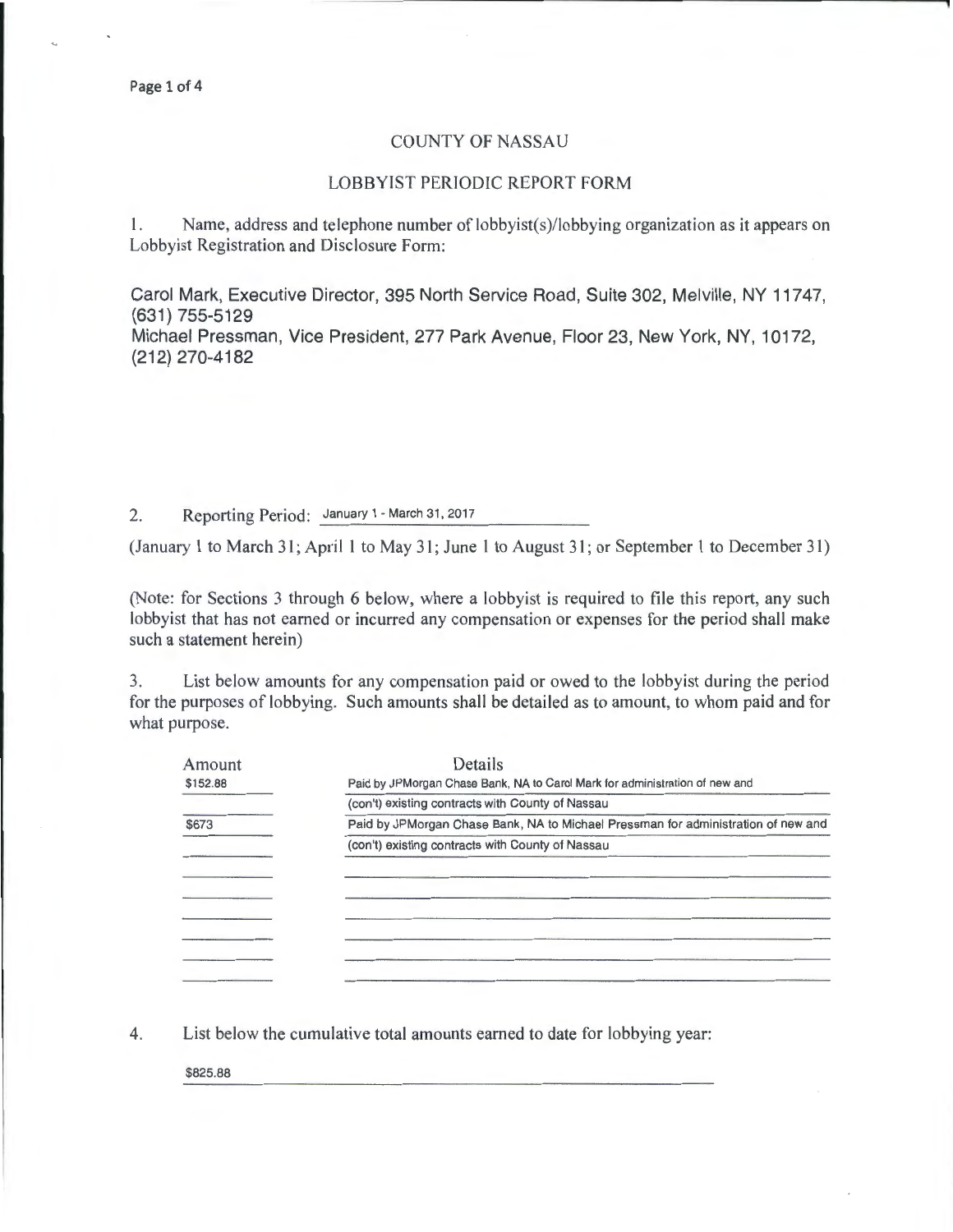# COUNTY OF NASSAU

## LOBBYIST PERIODIC REPORT FORM

1. Name, address and telephone number of lobbyist(s)/lobbying organization as it appears on Lobbyist Registration and Disclosure Form:

Carol Mark, Executive Director, 395 North Service Road, Suite 302, Melville, NY 11747, (631) 755-5129
Michael Pressman, Vice President, 277 Park Avenue, Floor 23, New York, NY, 10172, (212) 270-4182

2. Reporting Period: January 1 - March 31, 2017

(January 1 to March 31; April 1 to May 31; June 1 to August 31; or September 1 to December 31)

(Note: for Sections 3 through 6 below, where a lobbyist is required to file this report, any such lobbyist that has not earned or incurred any compensation or expenses for the period shall make such a statement herein)

3. List below amounts for any compensation paid or owed to the lobbyist during the period for the purposes of lobbying. Such amounts shall be detailed as to amount, to whom paid and for what purpose.

| Amount | Details |
|---|---|
| $152.88 | Paid by JPMorgan Chase Bank, NA to Carol Mark for administration of new and (con't) existing contracts with County of Nassau |
| $673 | Paid by JPMorgan Chase Bank, NA to Michael Pressman for administration of new and (con't) existing contracts with County of Nassau |

4. List below the cumulative total amounts earned to date for lobbying year:

$825.88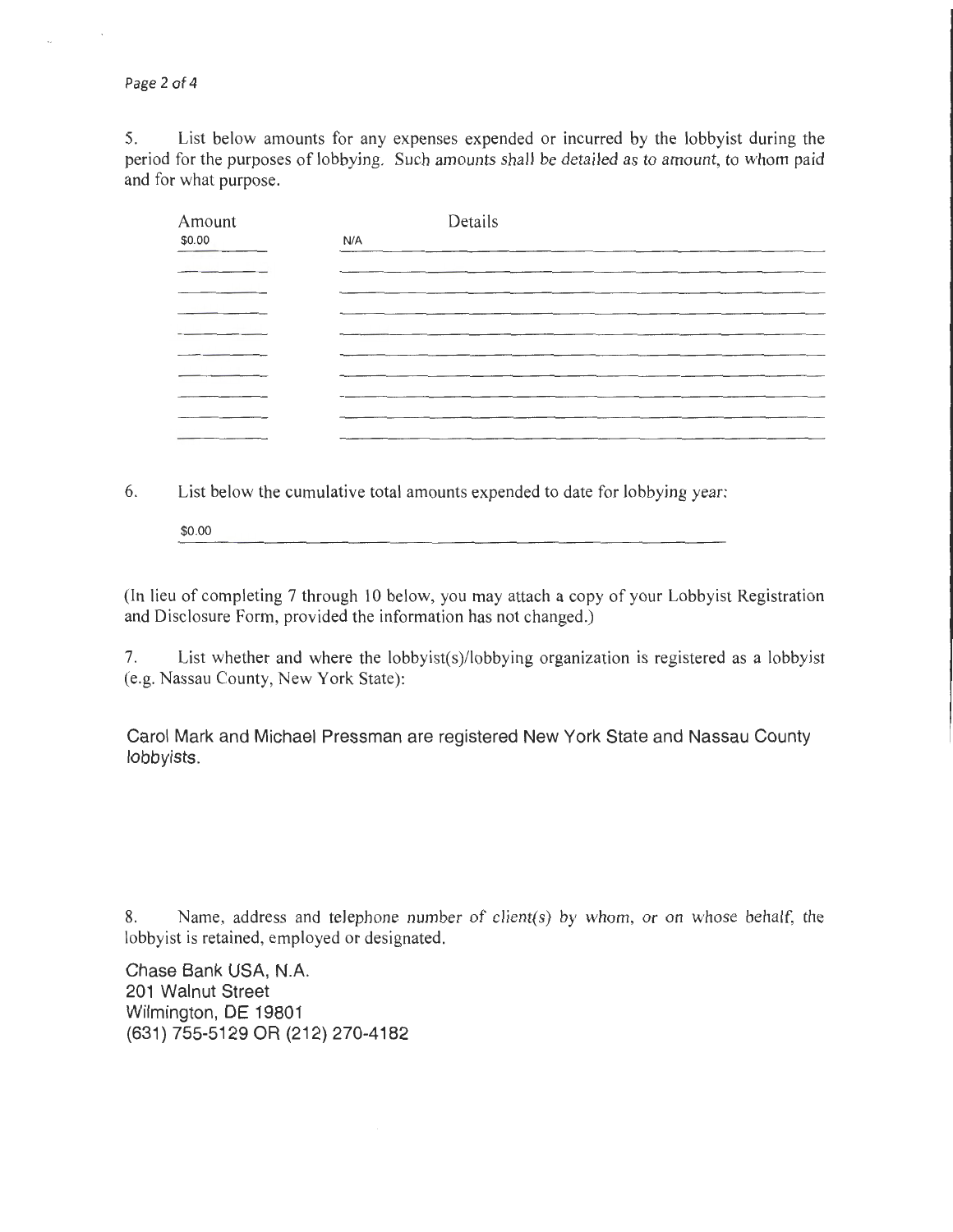5. List below amounts for any expenses expended or incurred by the lobbyist during the period for the purposes of lobbying. Such amounts shall be detailed as to amount, to whom paid and for what purpose.

| Amount | Details |
| --- | --- |
| $0.00 | N/A |

6. List below the cumulative total amounts expended to date for lobbying year:

$0.00

(In lieu of completing 7 through 10 below, you may attach a copy of your Lobbyist Registration and Disclosure Form, provided the information has not changed.)

7. List whether and where the lobbyist(s)/lobbying organization is registered as a lobbyist (e.g. Nassau County, New York State):

Carol Mark and Michael Pressman are registered New York State and Nassau County lobbyists.

8. Name, address and telephone number of client(s) by whom, or on whose behalf, the lobbyist is retained, employed or designated.

Chase Bank USA, N.A.
201 Walnut Street
Wilmington, DE 19801
(631) 755-5129 OR (212) 270-4182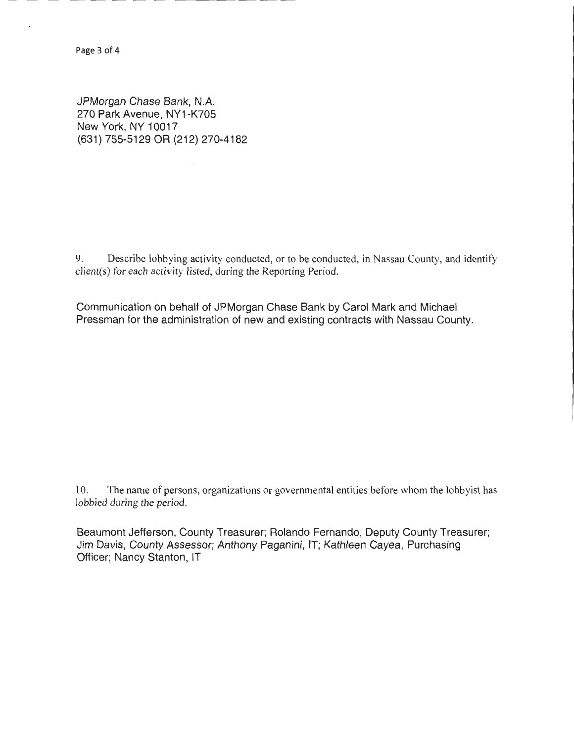JPMorgan Chase Bank, N.A.
270 Park Avenue, NY1-K705
New York, NY 10017
(631) 755-5129 OR (212) 270-4182

9. Describe lobbying activity conducted, or to be conducted, in Nassau County, and identify client(s) for each activity listed, during the Reporting Period.

Communication on behalf of JPMorgan Chase Bank by Carol Mark and Michael Pressman for the administration of new and existing contracts with Nassau County.

10. The name of persons, organizations or governmental entities before whom the lobbyist has lobbied during the period.

Beaumont Jefferson, County Treasurer; Rolando Fernando, Deputy County Treasurer; Jim Davis, County Assessor; Anthony Paganini, IT; Kathleen Cayea, Purchasing Officer; Nancy Stanton, IT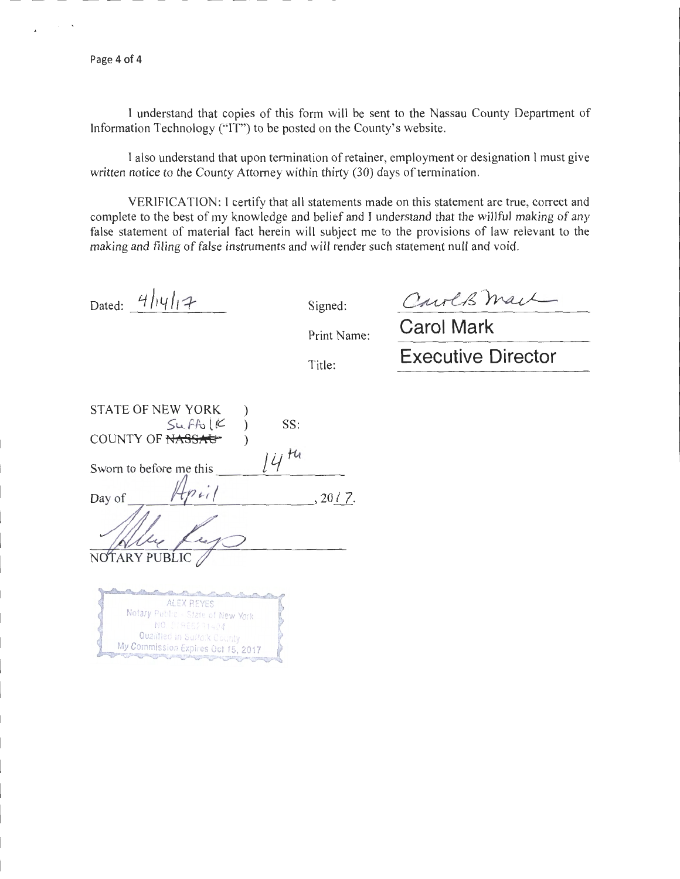I understand that copies of this form will be sent to the Nassau County Department of Information Technology ("IT") to be posted on the County's website.

I also understand that upon termination of retainer, employment or designation I must give written notice to the County Attorney within thirty (30) days of termination.

VERIFICATION: I certify that all statements made on this statement are true, correct and complete to the best of my knowledge and belief and I understand that the willful making of any false statement of material fact herein will subject me to the provisions of law relevant to the making and filing of false instruments and will render such statement null and void.

Dated: 4/14/17

Signed: Carol B Mark

Print Name: **Carol Mark**

Title: **Executive Director**

STATE OF NEW YORK )
COUNTY OF ~~NASSAU~~ Suffolk ) SS:
)

Sworn to before me this 14th

Day of April, 2017.

NOTARY PUBLIC

ALEX REYES
Notary Public - State of New York
NO. 01RE6291494
Qualified in Suffolk County
My Commission Expires Oct 15, 2017